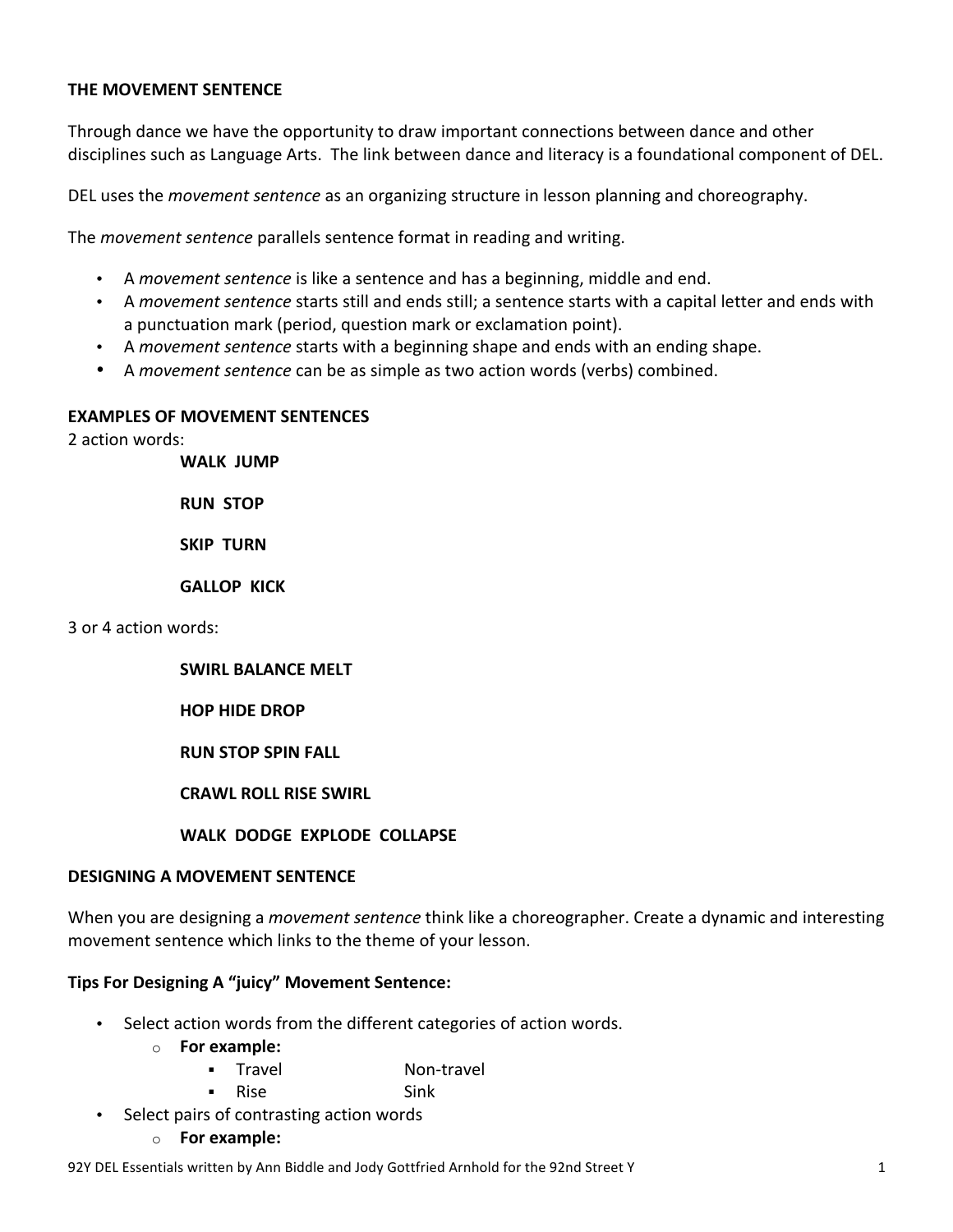## THE MOVEMENT SENTENCE

Through dance we have the opportunity to draw important connections between dance and other disciplines such as Language Arts. The link between dance and literacy is a foundational component of DEL.

DEL uses the *movement sentence* as an organizing structure in lesson planning and choreography.

The *movement sentence* parallels sentence format in reading and writing.

- A *movement sentence* is like a sentence and has a beginning, middle and end.
- A *movement sentence* starts still and ends still; a sentence starts with a capital letter and ends with a punctuation mark (period, question mark or exclamation point).
- A *movement sentence* starts with a beginning shape and ends with an ending shape.
- A *movement sentence* can be as simple as two action words (verbs) combined.

### EXAMPLES OF MOVEMENT SENTENCES

2 action words:

**WALK JUMP**

**RUN STOP**

**SKIP TURN**

**GALLOP KICK**

3 or 4 action words:

**SWIRL BALANCE MELT**

**HOP HIDE DROP**

**RUN STOP SPIN FALL**

**CRAWL ROLL RISE SWIRL**

**WALK DODGE EXPLODE COLLAPSE**

### DESIGNING A MOVEMENT SENTENCE

When you are designing a *movement sentence* think like a choreographer. Create a dynamic and interesting movement sentence which links to the theme of your lesson.

**Tips For Designing A "juicy" Movement Sentence:**

- Select action words from the different categories of action words.
  - **For example:**
    - Travel — Non-travel
    - Rise — Sink
- Select pairs of contrasting action words
  - **For example:**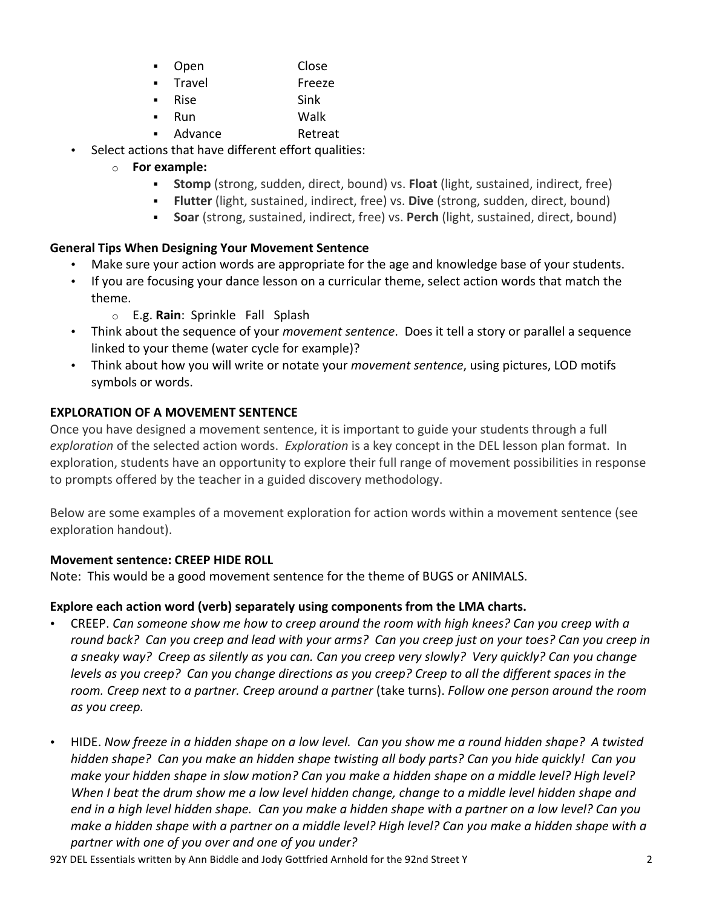- Open Close
- Travel Freeze
- Rise Sink
- Run Walk
- Advance Retreat

- Select actions that have different effort qualities:
  - **For example:**
    - **Stomp** (strong, sudden, direct, bound) vs. **Float** (light, sustained, indirect, free)
    - **Flutter** (light, sustained, indirect, free) vs. **Dive** (strong, sudden, direct, bound)
    - **Soar** (strong, sustained, indirect, free) vs. **Perch** (light, sustained, direct, bound)

**General Tips When Designing Your Movement Sentence**

- Make sure your action words are appropriate for the age and knowledge base of your students.
- If you are focusing your dance lesson on a curricular theme, select action words that match the theme.
  - E.g. **Rain**: Sprinkle Fall Splash
- Think about the sequence of your *movement sentence*. Does it tell a story or parallel a sequence linked to your theme (water cycle for example)?
- Think about how you will write or notate your *movement sentence*, using pictures, LOD motifs symbols or words.

**EXPLORATION OF A MOVEMENT SENTENCE**

Once you have designed a movement sentence, it is important to guide your students through a full *exploration* of the selected action words. *Exploration* is a key concept in the DEL lesson plan format. In exploration, students have an opportunity to explore their full range of movement possibilities in response to prompts offered by the teacher in a guided discovery methodology.

Below are some examples of a movement exploration for action words within a movement sentence (see exploration handout).

**Movement sentence: CREEP HIDE ROLL**

Note: This would be a good movement sentence for the theme of BUGS or ANIMALS.

**Explore each action word (verb) separately using components from the LMA charts.**

- CREEP. *Can someone show me how to creep around the room with high knees? Can you creep with a round back? Can you creep and lead with your arms? Can you creep just on your toes? Can you creep in a sneaky way? Creep as silently as you can. Can you creep very slowly? Very quickly? Can you change levels as you creep? Can you change directions as you creep? Creep to all the different spaces in the room. Creep next to a partner. Creep around a partner* (take turns). *Follow one person around the room as you creep.*

- HIDE. *Now freeze in a hidden shape on a low level. Can you show me a round hidden shape? A twisted hidden shape? Can you make an hidden shape twisting all body parts? Can you hide quickly! Can you make your hidden shape in slow motion? Can you make a hidden shape on a middle level? High level? When I beat the drum show me a low level hidden change, change to a middle level hidden shape and end in a high level hidden shape. Can you make a hidden shape with a partner on a low level? Can you make a hidden shape with a partner on a middle level? High level? Can you make a hidden shape with a partner with one of you over and one of you under?*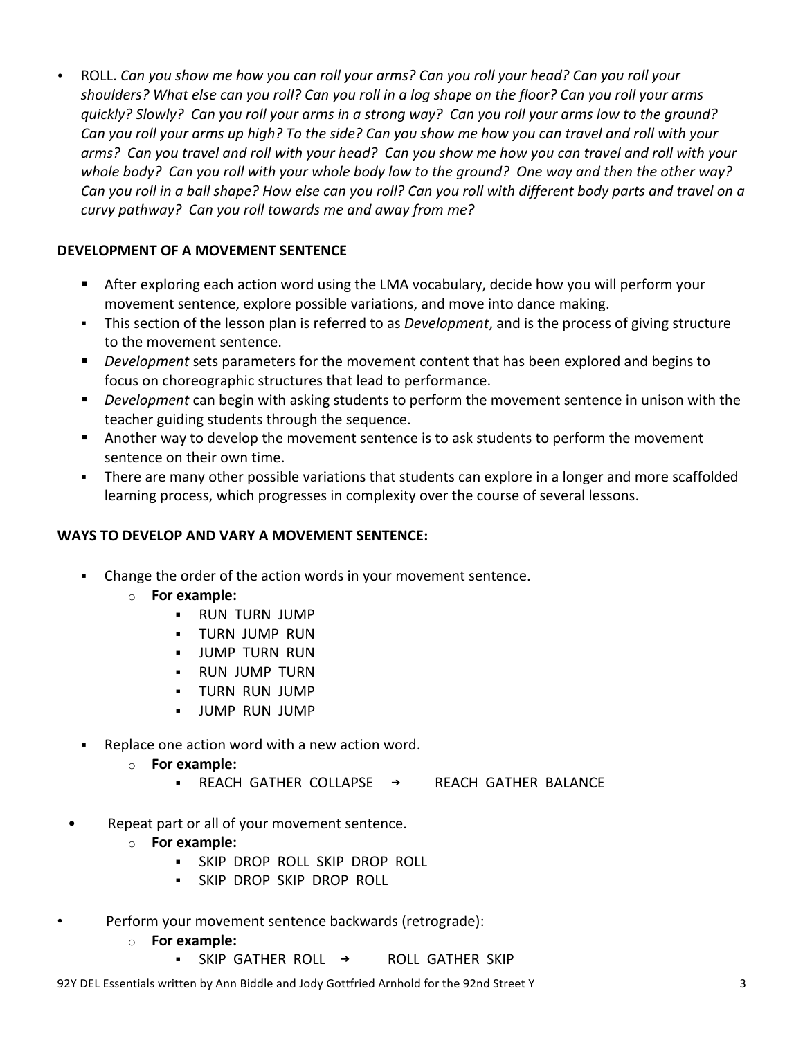- ROLL. *Can you show me how you can roll your arms? Can you roll your head? Can you roll your shoulders? What else can you roll? Can you roll in a log shape on the floor? Can you roll your arms quickly? Slowly? Can you roll your arms in a strong way? Can you roll your arms low to the ground? Can you roll your arms up high? To the side? Can you show me how you can travel and roll with your arms? Can you travel and roll with your head? Can you show me how you can travel and roll with your whole body? Can you roll with your whole body low to the ground? One way and then the other way? Can you roll in a ball shape? How else can you roll? Can you roll with different body parts and travel on a curvy pathway? Can you roll towards me and away from me?*

**DEVELOPMENT OF A MOVEMENT SENTENCE**

- After exploring each action word using the LMA vocabulary, decide how you will perform your movement sentence, explore possible variations, and move into dance making.
- This section of the lesson plan is referred to as *Development*, and is the process of giving structure to the movement sentence.
- *Development* sets parameters for the movement content that has been explored and begins to focus on choreographic structures that lead to performance.
- *Development* can begin with asking students to perform the movement sentence in unison with the teacher guiding students through the sequence.
- Another way to develop the movement sentence is to ask students to perform the movement sentence on their own time.
- There are many other possible variations that students can explore in a longer and more scaffolded learning process, which progresses in complexity over the course of several lessons.

**WAYS TO DEVELOP AND VARY A MOVEMENT SENTENCE:**

- Change the order of the action words in your movement sentence.
  - **For example:**
    - RUN TURN JUMP
    - TURN JUMP RUN
    - JUMP TURN RUN
    - RUN JUMP TURN
    - TURN RUN JUMP
    - JUMP RUN JUMP
- Replace one action word with a new action word.
  - **For example:**
    - REACH GATHER COLLAPSE → REACH GATHER BALANCE
- Repeat part or all of your movement sentence.
  - **For example:**
    - SKIP DROP ROLL SKIP DROP ROLL
    - SKIP DROP SKIP DROP ROLL
- Perform your movement sentence backwards (retrograde):
  - **For example:**
    - SKIP GATHER ROLL → ROLL GATHER SKIP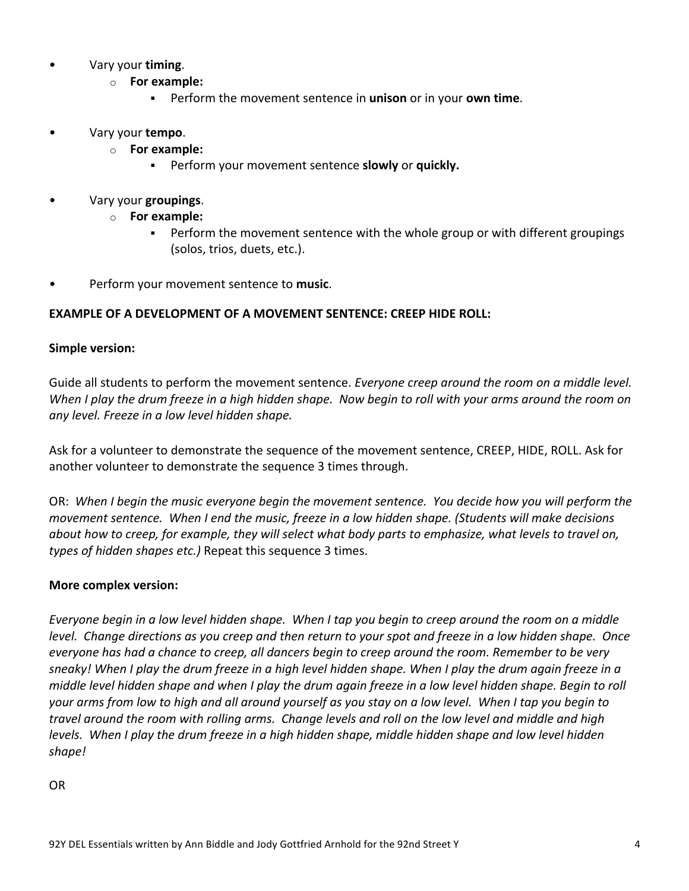- Vary your **timing**.
  - **For example:**
    - Perform the movement sentence in **unison** or in your **own time**.

- Vary your **tempo**.
  - **For example:**
    - Perform your movement sentence **slowly** or **quickly.**

- Vary your **groupings**.
  - **For example:**
    - Perform the movement sentence with the whole group or with different groupings (solos, trios, duets, etc.).

- Perform your movement sentence to **music**.

**EXAMPLE OF A DEVELOPMENT OF A MOVEMENT SENTENCE: CREEP HIDE ROLL:**

**Simple version:**

Guide all students to perform the movement sentence. *Everyone creep around the room on a middle level. When I play the drum freeze in a high hidden shape. Now begin to roll with your arms around the room on any level. Freeze in a low level hidden shape.*

Ask for a volunteer to demonstrate the sequence of the movement sentence, CREEP, HIDE, ROLL. Ask for another volunteer to demonstrate the sequence 3 times through.

OR: *When I begin the music everyone begin the movement sentence. You decide how you will perform the movement sentence. When I end the music, freeze in a low hidden shape. (Students will make decisions about how to creep, for example, they will select what body parts to emphasize, what levels to travel on, types of hidden shapes etc.)* Repeat this sequence 3 times.

**More complex version:**

*Everyone begin in a low level hidden shape. When I tap you begin to creep around the room on a middle level. Change directions as you creep and then return to your spot and freeze in a low hidden shape. Once everyone has had a chance to creep, all dancers begin to creep around the room. Remember to be very sneaky! When I play the drum freeze in a high level hidden shape. When I play the drum again freeze in a middle level hidden shape and when I play the drum again freeze in a low level hidden shape. Begin to roll your arms from low to high and all around yourself as you stay on a low level. When I tap you begin to travel around the room with rolling arms. Change levels and roll on the low level and middle and high levels. When I play the drum freeze in a high hidden shape, middle hidden shape and low level hidden shape!*

OR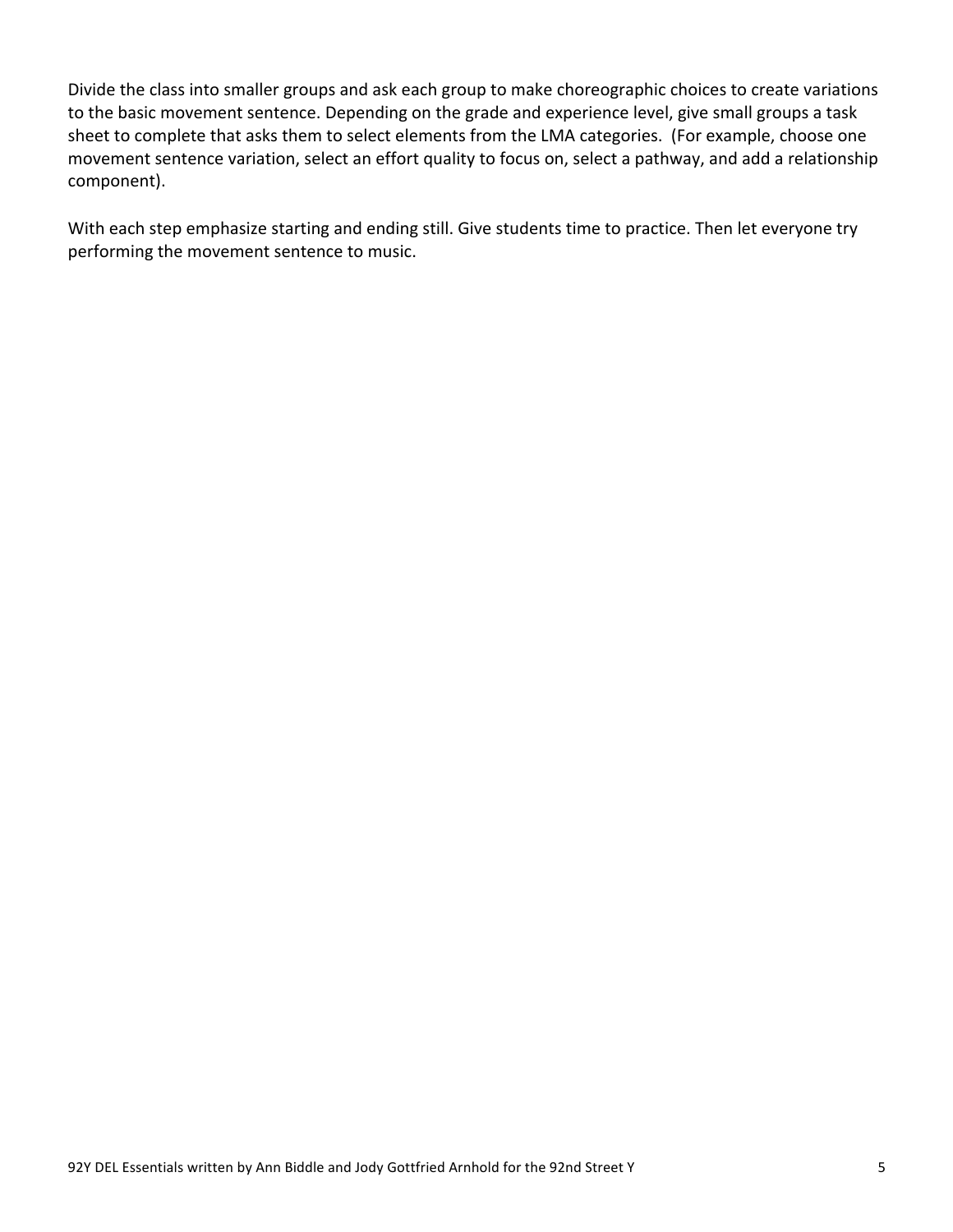Divide the class into smaller groups and ask each group to make choreographic choices to create variations to the basic movement sentence. Depending on the grade and experience level, give small groups a task sheet to complete that asks them to select elements from the LMA categories. (For example, choose one movement sentence variation, select an effort quality to focus on, select a pathway, and add a relationship component).

With each step emphasize starting and ending still. Give students time to practice. Then let everyone try performing the movement sentence to music.